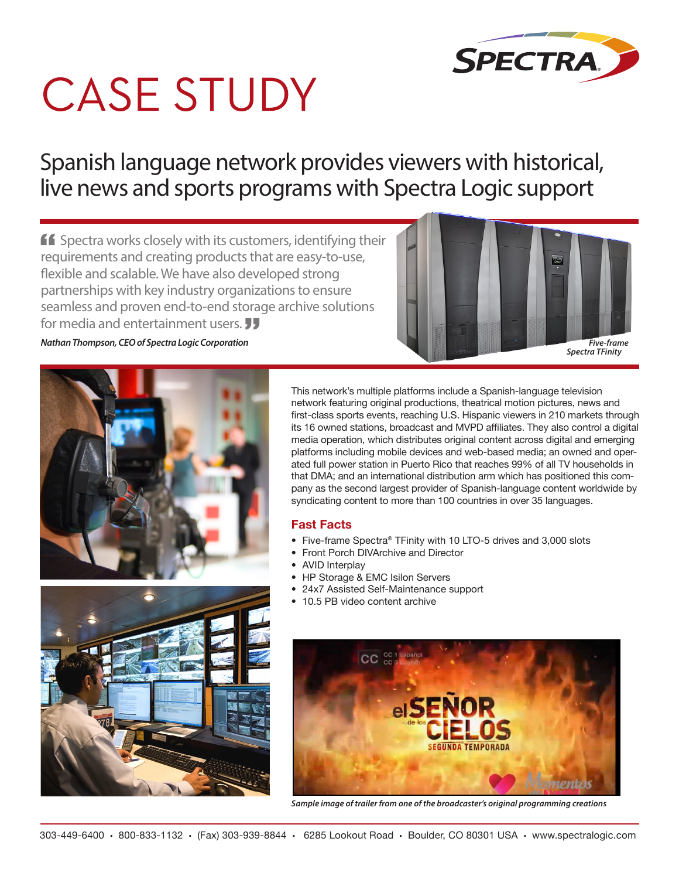# CASE STUDY

## Spanish language network provides viewers with historical, live news and sports programs with Spectra Logic support

> "Spectra works closely with its customers, identifying their requirements and creating products that are easy-to-use, flexible and scalable. We have also developed strong partnerships with key industry organizations to ensure seamless and proven end-to-end storage archive solutions for media and entertainment users."

***Nathan Thompson, CEO of Spectra Logic Corporation***

***Five-frame Spectra TFinity***

This network's multiple platforms include a Spanish-language television network featuring original productions, theatrical motion pictures, news and first-class sports events, reaching U.S. Hispanic viewers in 210 markets through its 16 owned stations, broadcast and MVPD affiliates. They also control a digital media operation, which distributes original content across digital and emerging platforms including mobile devices and web-based media; an owned and operated full power station in Puerto Rico that reaches 99% of all TV households in that DMA; and an international distribution arm which has positioned this company as the second largest provider of Spanish-language content worldwide by syndicating content to more than 100 countries in over 35 languages.

### Fast Facts

- Five-frame Spectra® TFinity with 10 LTO-5 drives and 3,000 slots
- Front Porch DIVArchive and Director
- AVID Interplay
- HP Storage & EMC Isilon Servers
- 24x7 Assisted Self-Maintenance support
- 10.5 PB video content archive

***Sample image of trailer from one of the broadcaster's original programming creations***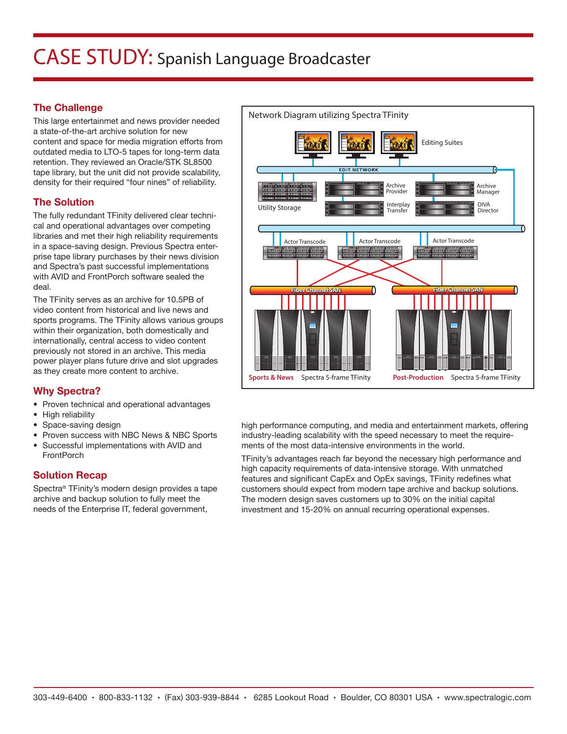# CASE STUDY: Spanish Language Broadcaster

## The Challenge

This large entertainmet and news provider needed a state-of-the-art archive solution for new content and space for media migration efforts from outdated media to LTO-5 tapes for long-term data retention. They reviewed an Oracle/STK SL8500 tape library, but the unit did not provide scalability, density for their required "four nines" of reliability.

## The Solution

The fully redundant TFinity delivered clear technical and operational advantages over competing libraries and met their high reliability requirements in a space-saving design. Previous Spectra enterprise tape library purchases by their news division and Spectra's past successful implementations with AVID and FrontPorch software sealed the deal.

The TFinity serves as an archive for 10.5PB of video content from historical and live news and sports programs. The TFinity allows various groups within their organization, both domestically and internationally, central access to video content previously not stored in an archive. This media power player plans future drive and slot upgrades as they create more content to archive.

## Why Spectra?

- Proven technical and operational advantages
- High reliability
- Space-saving design
- Proven success with NBC News & NBC Sports
- Successful implementations with AVID and FrontPorch

## Solution Recap

Spectra® TFinity's modern design provides a tape archive and backup solution to fully meet the needs of the Enterprise IT, federal government, high performance computing, and media and entertainment markets, offering industry-leading scalability with the speed necessary to meet the requirements of the most data-intensive environments in the world.

TFinity's advantages reach far beyond the necessary high performance and high capacity requirements of data-intensive storage. With unmatched features and significant CapEx and OpEx savings, TFinity redefines what customers should expect from modern tape archive and backup solutions. The modern design saves customers up to 30% on the initial capital investment and 15-20% on annual recurring operational expenses.

Network Diagram utilizing Spectra TFinity

Editing Suites

EDIT NETWORK

Utility Storage

Archive Provider

Interplay Transfer

Archive Manager

DIVA Director

Actor Transcode

Actor Transcode

Actor Transcode

Fiber Channel SAN

Fiber Channel SAN

Sports & News Spectra 5-frame TFinity

Post-Production Spectra 5-frame TFinity

303-449-6400 • 800-833-1132 • (Fax) 303-939-8844 • 6285 Lookout Road • Boulder, CO 80301 USA • www.spectralogic.com